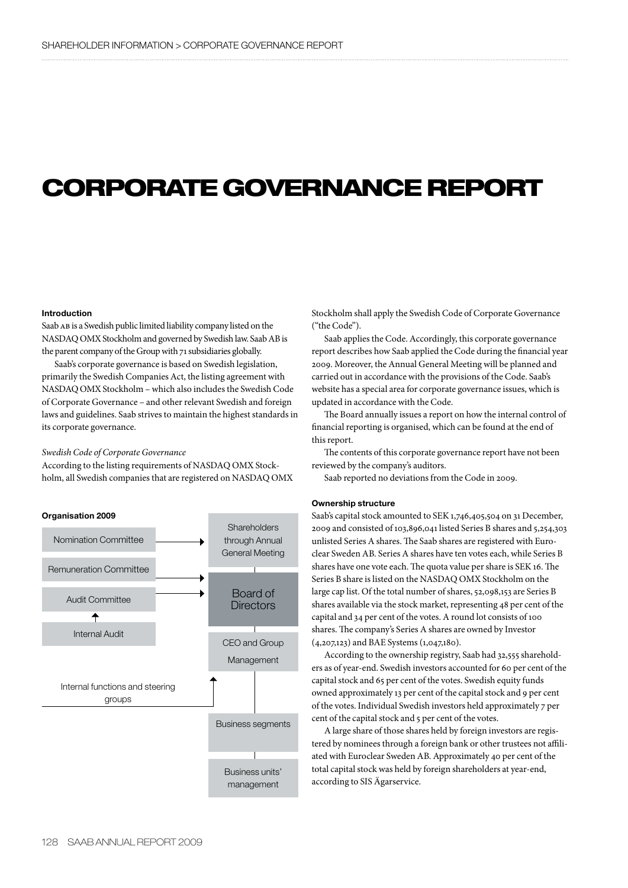# CORPORATE GOVERNANCE REPORT

**Introduction**

Saab AB is a Swedish public limited liability company listed on the NASDAQ OMX Stockholm and governed by Swedish law. Saab AB is the parent company of the Group with 71 subsidiaries globally.

Saab's corporate governance is based on Swedish legislation, primarily the Swedish Companies Act, the listing agreement with NASDAQ OMX Stockholm – which also includes the Swedish Code of Corporate Governance – and other relevant Swedish and foreign laws and guidelines. Saab strives to maintain the highest standards in its corporate governance.

*Swedish Code of Corporate Governance*

According to the listing requirements of NASDAQ OMX Stockholm, all Swedish companies that are registered on NASDAQ OMX Stockholm shall apply the Swedish Code of Corporate Governance ("the Code").

Saab applies the Code. Accordingly, this corporate governance report describes how Saab applied the Code during the financial year 2009. Moreover, the Annual General Meeting will be planned and carried out in accordance with the provisions of the Code. Saab's website has a special area for corporate governance issues, which is updated in accordance with the Code.

The Board annually issues a report on how the internal control of financial reporting is organised, which can be found at the end of this report.

The contents of this corporate governance report have not been reviewed by the company's auditors.

Saab reported no deviations from the Code in 2009.

**Organisation 2009**

- Nomination Committee → Shareholders through Annual General Meeting
- Remuneration Committee → Board of Directors
- Audit Committee → Board of Directors
- Internal Audit → Audit Committee
- Shareholders through Annual General Meeting
- Board of Directors
- CEO and Group Management
- Internal functions and steering groups → CEO and Group Management
- Business segments
- Business units' management

**Ownership structure**

Saab's capital stock amounted to SEK 1,746,405,504 on 31 December, 2009 and consisted of 103,896,041 listed Series B shares and 5,254,303 unlisted Series A shares. The Saab shares are registered with Euroclear Sweden AB. Series A shares have ten votes each, while Series B shares have one vote each. The quota value per share is SEK 16. The Series B share is listed on the NASDAQ OMX Stockholm on the large cap list. Of the total number of shares, 52,098,153 are Series B shares available via the stock market, representing 48 per cent of the capital and 34 per cent of the votes. A round lot consists of 100 shares. The company's Series A shares are owned by Investor (4,207,123) and BAE Systems (1,047,180).

According to the ownership registry, Saab had 32,555 shareholders as of year-end. Swedish investors accounted for 60 per cent of the capital stock and 65 per cent of the votes. Swedish equity funds owned approximately 13 per cent of the capital stock and 9 per cent of the votes. Individual Swedish investors held approximately 7 per cent of the capital stock and 5 per cent of the votes.

A large share of those shares held by foreign investors are registered by nominees through a foreign bank or other trustees not affiliated with Euroclear Sweden AB. Approximately 40 per cent of the total capital stock was held by foreign shareholders at year-end, according to SIS Ägarservice.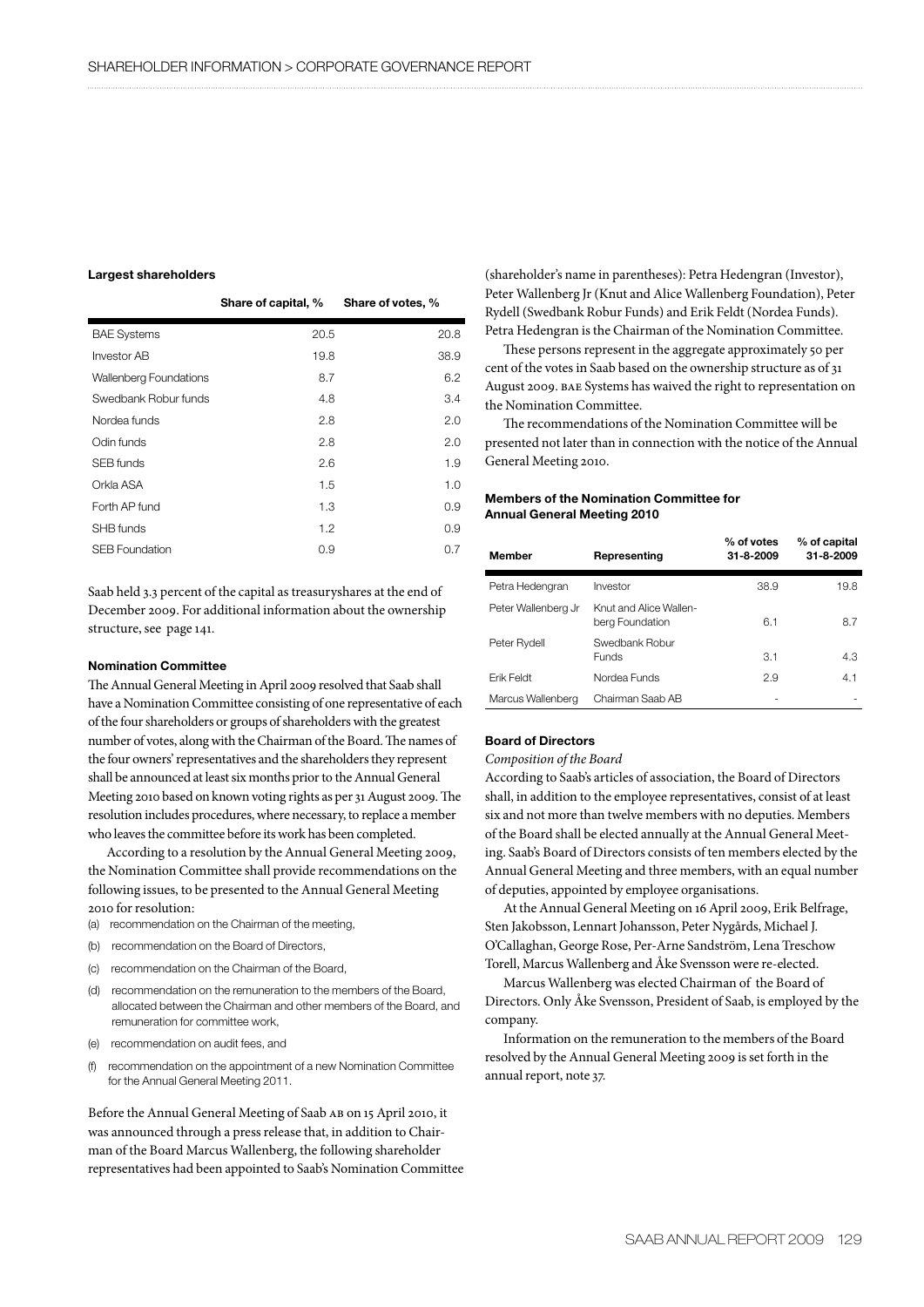#### Largest shareholders

| | Share of capital, % | Share of votes, % |
|---|---|---|
| BAE Systems | 20.5 | 20.8 |
| Investor AB | 19.8 | 38.9 |
| Wallenberg Foundations | 8.7 | 6.2 |
| Swedbank Robur funds | 4.8 | 3.4 |
| Nordea funds | 2.8 | 2.0 |
| Odin funds | 2.8 | 2.0 |
| SEB funds | 2.6 | 1.9 |
| Orkla ASA | 1.5 | 1.0 |
| Forth AP fund | 1.3 | 0.9 |
| SHB funds | 1.2 | 0.9 |
| SEB Foundation | 0.9 | 0.7 |

Saab held 3.3 percent of the capital as treasuryshares at the end of December 2009. For additional information about the ownership structure, see page 141.

#### Nomination Committee

The Annual General Meeting in April 2009 resolved that Saab shall have a Nomination Committee consisting of one representative of each of the four shareholders or groups of shareholders with the greatest number of votes, along with the Chairman of the Board. The names of the four owners' representatives and the shareholders they represent shall be announced at least six months prior to the Annual General Meeting 2010 based on known voting rights as per 31 August 2009. The resolution includes procedures, where necessary, to replace a member who leaves the committee before its work has been completed.

According to a resolution by the Annual General Meeting 2009, the Nomination Committee shall provide recommendations on the following issues, to be presented to the Annual General Meeting 2010 for resolution:

(a) recommendation on the Chairman of the meeting,

(b) recommendation on the Board of Directors,

(c) recommendation on the Chairman of the Board,

(d) recommendation on the remuneration to the members of the Board, allocated between the Chairman and other members of the Board, and remuneration for committee work,

(e) recommendation on audit fees, and

(f) recommendation on the appointment of a new Nomination Committee for the Annual General Meeting 2011.

Before the Annual General Meeting of Saab AB on 15 April 2010, it was announced through a press release that, in addition to Chairman of the Board Marcus Wallenberg, the following shareholder representatives had been appointed to Saab's Nomination Committee (shareholder's name in parentheses): Petra Hedengran (Investor), Peter Wallenberg Jr (Knut and Alice Wallenberg Foundation), Peter Rydell (Swedbank Robur Funds) and Erik Feldt (Nordea Funds). Petra Hedengran is the Chairman of the Nomination Committee.

These persons represent in the aggregate approximately 50 per cent of the votes in Saab based on the ownership structure as of 31 August 2009. BAE Systems has waived the right to representation on the Nomination Committee.

The recommendations of the Nomination Committee will be presented not later than in connection with the notice of the Annual General Meeting 2010.

#### Members of the Nomination Committee for Annual General Meeting 2010

| Member | Representing | % of votes 31-8-2009 | % of capital 31-8-2009 |
|---|---|---|---|
| Petra Hedengran | Investor | 38.9 | 19.8 |
| Peter Wallenberg Jr | Knut and Alice Wallenberg Foundation | 6.1 | 8.7 |
| Peter Rydell | Swedbank Robur Funds | 3.1 | 4.3 |
| Erik Feldt | Nordea Funds | 2.9 | 4.1 |
| Marcus Wallenberg | Chairman Saab AB | - | - |

#### Board of Directors

*Composition of the Board*

According to Saab's articles of association, the Board of Directors shall, in addition to the employee representatives, consist of at least six and not more than twelve members with no deputies. Members of the Board shall be elected annually at the Annual General Meeting. Saab's Board of Directors consists of ten members elected by the Annual General Meeting and three members, with an equal number of deputies, appointed by employee organisations.

At the Annual General Meeting on 16 April 2009, Erik Belfrage, Sten Jakobsson, Lennart Johansson, Peter Nygårds, Michael J. O'Callaghan, George Rose, Per-Arne Sandström, Lena Treschow Torell, Marcus Wallenberg and Åke Svensson were re-elected.

Marcus Wallenberg was elected Chairman of the Board of Directors. Only Åke Svensson, President of Saab, is employed by the company.

Information on the remuneration to the members of the Board resolved by the Annual General Meeting 2009 is set forth in the annual report, note 37.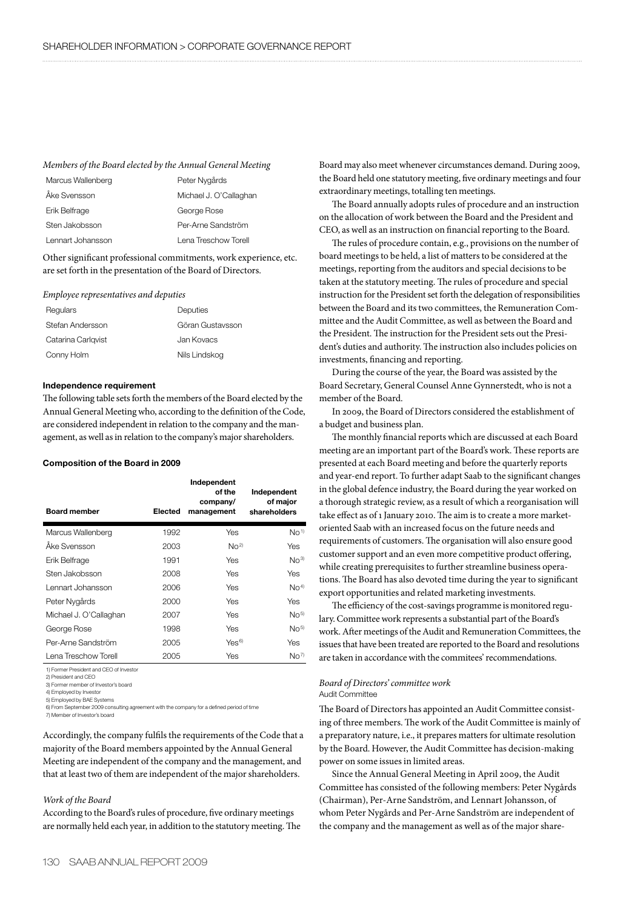*Members of the Board elected by the Annual General Meeting*

| | |
|---|---|
| Marcus Wallenberg | Peter Nygårds |
| Åke Svensson | Michael J. O'Callaghan |
| Erik Belfrage | George Rose |
| Sten Jakobsson | Per-Arne Sandström |
| Lennart Johansson | Lena Treschow Torell |

Other significant professional commitments, work experience, etc. are set forth in the presentation of the Board of Directors.

*Employee representatives and deputies*

| Regulars | Deputies |
|---|---|
| Stefan Andersson | Göran Gustavsson |
| Catarina Carlqvist | Jan Kovacs |
| Conny Holm | Nils Lindskog |

**Independence requirement**

The following table sets forth the members of the Board elected by the Annual General Meeting who, according to the definition of the Code, are considered independent in relation to the company and the management, as well as in relation to the company's major shareholders.

**Composition of the Board in 2009**

| Board member | Elected | Independent of the company/ management | Independent of major shareholders |
|---|---|---|---|
| Marcus Wallenberg | 1992 | Yes | No[1] |
| Åke Svensson | 2003 | No[2] | Yes |
| Erik Belfrage | 1991 | Yes | No[3] |
| Sten Jakobsson | 2008 | Yes | Yes |
| Lennart Johansson | 2006 | Yes | No[4] |
| Peter Nygårds | 2000 | Yes | Yes |
| Michael J. O'Callaghan | 2007 | Yes | No[5] |
| George Rose | 1998 | Yes | No[5] |
| Per-Arne Sandström | 2005 | Yes[6] | Yes |
| Lena Treschow Torell | 2005 | Yes | No[7] |

1) Former President and CEO of Investor
2) President and CEO
3) Former member of Investor's board
4) Employed by Investor
5) Employed by BAE Systems
6) From September 2009 consulting agreement with the company for a defined period of time
7) Member of Investor's board

Accordingly, the company fulfils the requirements of the Code that a majority of the Board members appointed by the Annual General Meeting are independent of the company and the management, and that at least two of them are independent of the major shareholders.

*Work of the Board*

According to the Board's rules of procedure, five ordinary meetings are normally held each year, in addition to the statutory meeting. The Board may also meet whenever circumstances demand. During 2009, the Board held one statutory meeting, five ordinary meetings and four extraordinary meetings, totalling ten meetings.

The Board annually adopts rules of procedure and an instruction on the allocation of work between the Board and the President and CEO, as well as an instruction on financial reporting to the Board.

The rules of procedure contain, e.g., provisions on the number of board meetings to be held, a list of matters to be considered at the meetings, reporting from the auditors and special decisions to be taken at the statutory meeting. The rules of procedure and special instruction for the President set forth the delegation of responsibilities between the Board and its two committees, the Remuneration Committee and the Audit Committee, as well as between the Board and the President. The instruction for the President sets out the President's duties and authority. The instruction also includes policies on investments, financing and reporting.

During the course of the year, the Board was assisted by the Board Secretary, General Counsel Anne Gynnerstedt, who is not a member of the Board.

In 2009, the Board of Directors considered the establishment of a budget and business plan.

The monthly financial reports which are discussed at each Board meeting are an important part of the Board's work. These reports are presented at each Board meeting and before the quarterly reports and year-end report. To further adapt Saab to the significant changes in the global defence industry, the Board during the year worked on a thorough strategic review, as a result of which a reorganisation will take effect as of 1 January 2010. The aim is to create a more market-oriented Saab with an increased focus on the future needs and requirements of customers. The organisation will also ensure good customer support and an even more competitive product offering, while creating prerequisites to further streamline business operations. The Board has also devoted time during the year to significant export opportunities and related marketing investments.

The efficiency of the cost-savings programme is monitored regulary. Committee work represents a substantial part of the Board's work. After meetings of the Audit and Remuneration Committees, the issues that have been treated are reported to the Board and resolutions are taken in accordance with the commitees' recommendations.

*Board of Directors' committee work*

Audit Committee

The Board of Directors has appointed an Audit Committee consisting of three members. The work of the Audit Committee is mainly of a preparatory nature, i.e., it prepares matters for ultimate resolution by the Board. However, the Audit Committee has decision-making power on some issues in limited areas.

Since the Annual General Meeting in April 2009, the Audit Committee has consisted of the following members: Peter Nygårds (Chairman), Per-Arne Sandström, and Lennart Johansson, of whom Peter Nygårds and Per-Arne Sandström are independent of the company and the management as well as of the major share-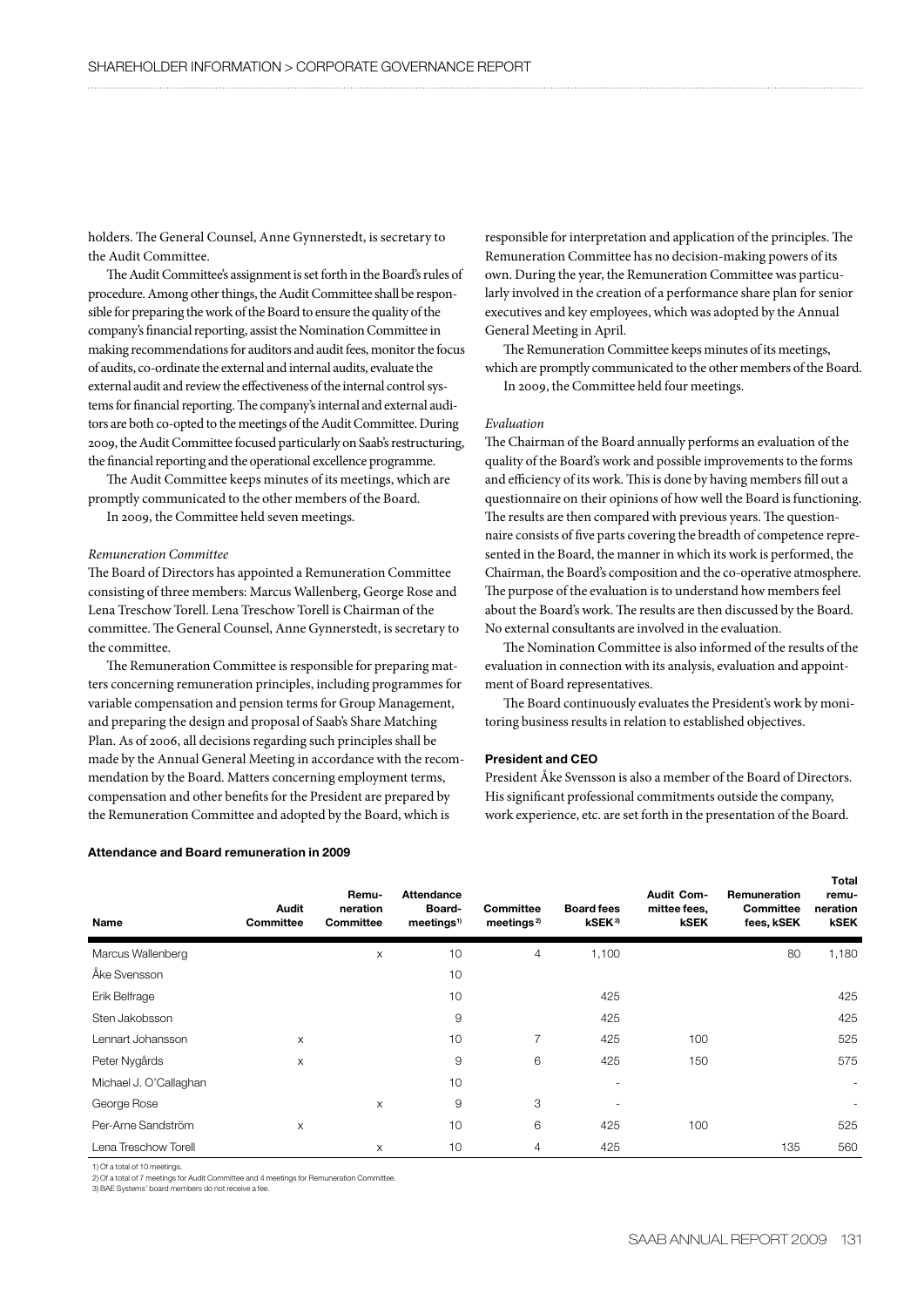holders. The General Counsel, Anne Gynnerstedt, is secretary to the Audit Committee.

The Audit Committee's assignment is set forth in the Board's rules of procedure. Among other things, the Audit Committee shall be responsible for preparing the work of the Board to ensure the quality of the company's financial reporting, assist the Nomination Committee in making recommendations for auditors and audit fees, monitor the focus of audits, co-ordinate the external and internal audits, evaluate the external audit and review the effectiveness of the internal control systems for financial reporting. The company's internal and external auditors are both co-opted to the meetings of the Audit Committee. During 2009, the Audit Committee focused particularly on Saab's restructuring, the financial reporting and the operational excellence programme.

The Audit Committee keeps minutes of its meetings, which are promptly communicated to the other members of the Board.

In 2009, the Committee held seven meetings.

*Remuneration Committee*

The Board of Directors has appointed a Remuneration Committee consisting of three members: Marcus Wallenberg, George Rose and Lena Treschow Torell. Lena Treschow Torell is Chairman of the committee. The General Counsel, Anne Gynnerstedt, is secretary to the committee.

The Remuneration Committee is responsible for preparing matters concerning remuneration principles, including programmes for variable compensation and pension terms for Group Management, and preparing the design and proposal of Saab's Share Matching Plan. As of 2006, all decisions regarding such principles shall be made by the Annual General Meeting in accordance with the recommendation by the Board. Matters concerning employment terms, compensation and other benefits for the President are prepared by the Remuneration Committee and adopted by the Board, which is responsible for interpretation and application of the principles. The Remuneration Committee has no decision-making powers of its own. During the year, the Remuneration Committee was particularly involved in the creation of a performance share plan for senior executives and key employees, which was adopted by the Annual General Meeting in April.

The Remuneration Committee keeps minutes of its meetings, which are promptly communicated to the other members of the Board.

In 2009, the Committee held four meetings.

*Evaluation*

The Chairman of the Board annually performs an evaluation of the quality of the Board's work and possible improvements to the forms and efficiency of its work. This is done by having members fill out a questionnaire on their opinions of how well the Board is functioning. The results are then compared with previous years. The questionnaire consists of five parts covering the breadth of competence represented in the Board, the manner in which its work is performed, the Chairman, the Board's composition and the co-operative atmosphere. The purpose of the evaluation is to understand how members feel about the Board's work. The results are then discussed by the Board. No external consultants are involved in the evaluation.

The Nomination Committee is also informed of the results of the evaluation in connection with its analysis, evaluation and appointment of Board representatives.

The Board continuously evaluates the President's work by monitoring business results in relation to established objectives.

**President and CEO**

President Åke Svensson is also a member of the Board of Directors. His significant professional commitments outside the company, work experience, etc. are set forth in the presentation of the Board.

**Attendance and Board remuneration in 2009**

| Name | Audit Committee | Remuneration Committee | Attendance Board-meetings[1] | Committee meetings[2] | Board fees kSEK[3] | Audit Committee fees, kSEK | Remuneration Committee fees, kSEK | Total remuneration kSEK |
|---|---|---|---|---|---|---|---|---|
| Marcus Wallenberg | | x | 10 | 4 | 1,100 | | 80 | 1,180 |
| Åke Svensson | | | 10 | | | | | |
| Erik Belfrage | | | 10 | | 425 | | | 425 |
| Sten Jakobsson | | | 9 | | 425 | | | 425 |
| Lennart Johansson | x | | 10 | 7 | 425 | 100 | | 525 |
| Peter Nygårds | x | | 9 | 6 | 425 | 150 | | 575 |
| Michael J. O'Callaghan | | | 10 | | - | | | - |
| George Rose | | x | 9 | 3 | - | | | - |
| Per-Arne Sandström | x | | 10 | 6 | 425 | 100 | | 525 |
| Lena Treschow Torell | | x | 10 | 4 | 425 | | 135 | 560 |

1) Of a total of 10 meetings.
2) Of a total of 7 meetings for Audit Committee and 4 meetings for Remuneration Committee.
3) BAE Systems' board members do not receive a fee.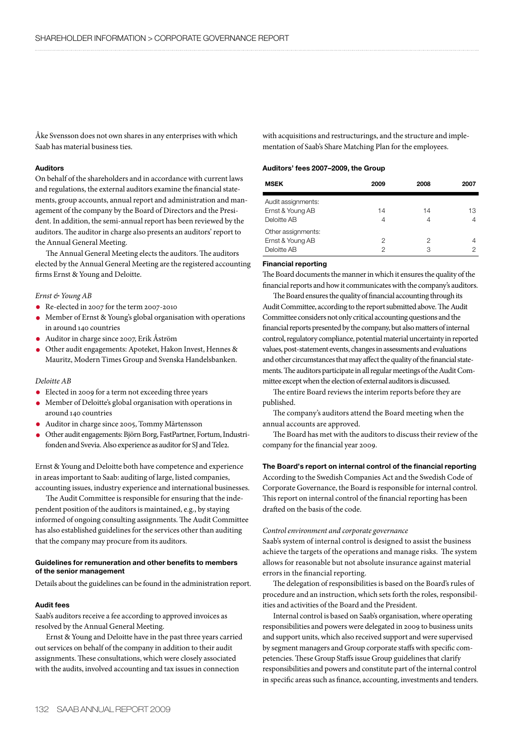Åke Svensson does not own shares in any enterprises with which Saab has material business ties.

### Auditors

On behalf of the shareholders and in accordance with current laws and regulations, the external auditors examine the financial statements, group accounts, annual report and administration and management of the company by the Board of Directors and the President. In addition, the semi-annual report has been reviewed by the auditors. The auditor in charge also presents an auditors' report to the Annual General Meeting.

The Annual General Meeting elects the auditors. The auditors elected by the Annual General Meeting are the registered accounting firms Ernst & Young and Deloitte.

*Ernst & Young AB*

- Re-elected in 2007 for the term 2007-2010
- Member of Ernst & Young's global organisation with operations in around 140 countries
- Auditor in charge since 2007, Erik Åström
- Other audit engagements: Apoteket, Hakon Invest, Hennes & Mauritz, Modern Times Group and Svenska Handelsbanken.

*Deloitte AB*

- Elected in 2009 for a term not exceeding three years
- Member of Deloitte's global organisation with operations in around 140 countries
- Auditor in charge since 2005, Tommy Mårtensson
- Other audit engagements: Björn Borg, FastPartner, Fortum, Industrifonden and Svevia. Also experience as auditor for SJ and Tele2.

Ernst & Young and Deloitte both have competence and experience in areas important to Saab: auditing of large, listed companies, accounting issues, industry experience and international businesses.

The Audit Committee is responsible for ensuring that the independent position of the auditors is maintained, e.g., by staying informed of ongoing consulting assignments. The Audit Committee has also established guidelines for the services other than auditing that the company may procure from its auditors.

### Guidelines for remuneration and other benefits to members of the senior management

Details about the guidelines can be found in the administration report.

### Audit fees

Saab's auditors receive a fee according to approved invoices as resolved by the Annual General Meeting.

Ernst & Young and Deloitte have in the past three years carried out services on behalf of the company in addition to their audit assignments. These consultations, which were closely associated with the audits, involved accounting and tax issues in connection with acquisitions and restructurings, and the structure and implementation of Saab's Share Matching Plan for the employees.

**Auditors' fees 2007–2009, the Group**

| MSEK | 2009 | 2008 | 2007 |
|---|---|---|---|
| Audit assignments: | | | |
| Ernst & Young AB | 14 | 14 | 13 |
| Deloitte AB | 4 | 4 | 4 |
| Other assignments: | | | |
| Ernst & Young AB | 2 | 2 | 4 |
| Deloitte AB | 2 | 3 | 2 |

### Financial reporting

The Board documents the manner in which it ensures the quality of the financial reports and how it communicates with the company's auditors.

The Board ensures the quality of financial accounting through its Audit Committee, according to the report submitted above. The Audit Committee considers not only critical accounting questions and the financial reports presented by the company, but also matters of internal control, regulatory compliance, potential material uncertainty in reported values, post-statement events, changes in assessments and evaluations and other circumstances that may affect the quality of the financial statements. The auditors participate in all regular meetings of the Audit Committee except when the election of external auditors is discussed.

The entire Board reviews the interim reports before they are published.

The company's auditors attend the Board meeting when the annual accounts are approved.

The Board has met with the auditors to discuss their review of the company for the financial year 2009.

### The Board's report on internal control of the financial reporting

According to the Swedish Companies Act and the Swedish Code of Corporate Governance, the Board is responsible for internal control. This report on internal control of the financial reporting has been drafted on the basis of the code.

*Control environment and corporate governance*

Saab's system of internal control is designed to assist the business achieve the targets of the operations and manage risks. The system allows for reasonable but not absolute insurance against material errors in the financial reporting.

The delegation of responsibilities is based on the Board's rules of procedure and an instruction, which sets forth the roles, responsibilities and activities of the Board and the President.

Internal control is based on Saab's organisation, where operating responsibilities and powers were delegated in 2009 to business units and support units, which also received support and were supervised by segment managers and Group corporate staffs with specific competencies. These Group Staffs issue Group guidelines that clarify responsibilities and powers and constitute part of the internal control in specific areas such as finance, accounting, investments and tenders.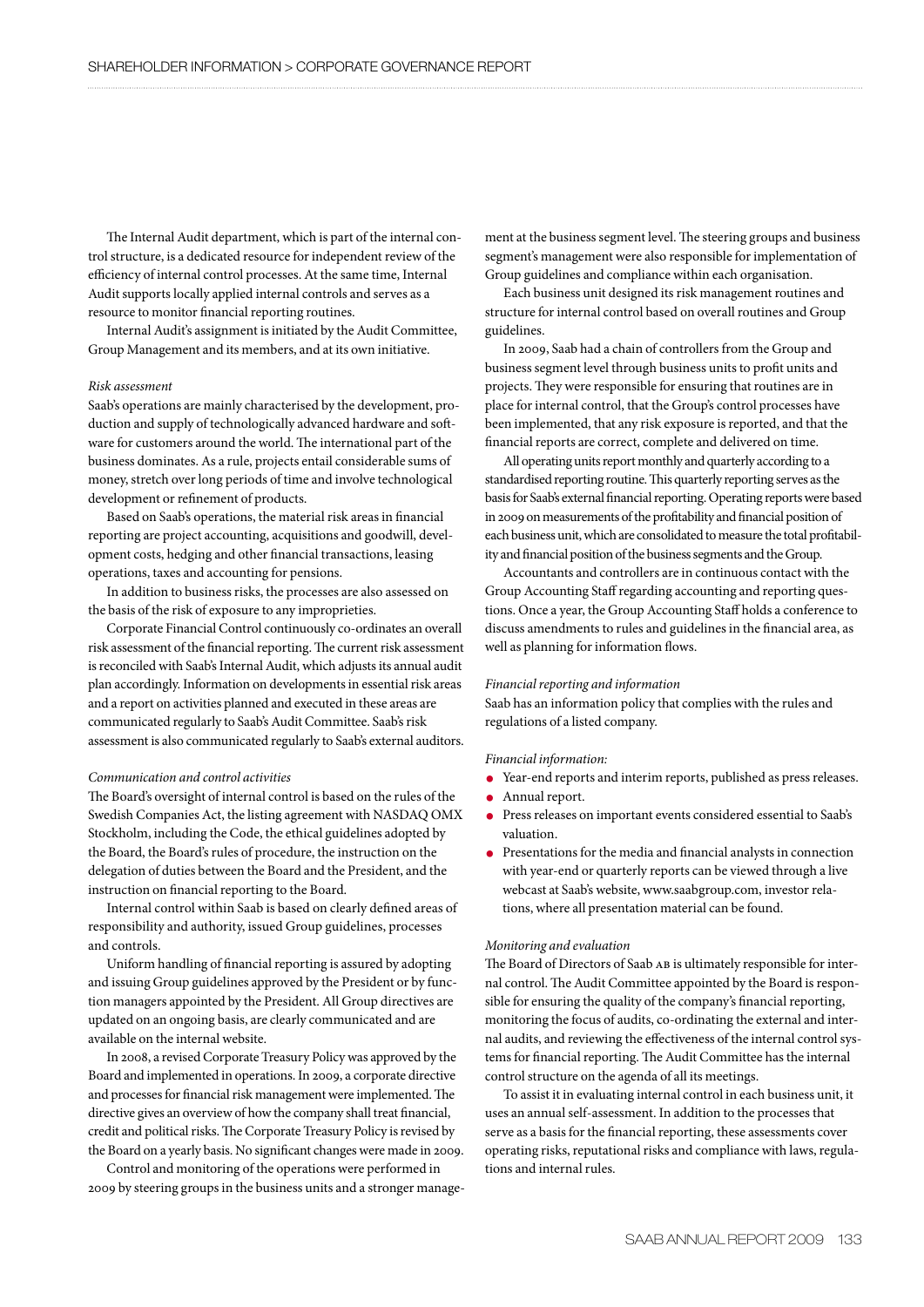The Internal Audit department, which is part of the internal control structure, is a dedicated resource for independent review of the efficiency of internal control processes. At the same time, Internal Audit supports locally applied internal controls and serves as a resource to monitor financial reporting routines.

Internal Audit's assignment is initiated by the Audit Committee, Group Management and its members, and at its own initiative.

*Risk assessment*

Saab's operations are mainly characterised by the development, production and supply of technologically advanced hardware and software for customers around the world. The international part of the business dominates. As a rule, projects entail considerable sums of money, stretch over long periods of time and involve technological development or refinement of products.

Based on Saab's operations, the material risk areas in financial reporting are project accounting, acquisitions and goodwill, development costs, hedging and other financial transactions, leasing operations, taxes and accounting for pensions.

In addition to business risks, the processes are also assessed on the basis of the risk of exposure to any improprieties.

Corporate Financial Control continuously co-ordinates an overall risk assessment of the financial reporting. The current risk assessment is reconciled with Saab's Internal Audit, which adjusts its annual audit plan accordingly. Information on developments in essential risk areas and a report on activities planned and executed in these areas are communicated regularly to Saab's Audit Committee. Saab's risk assessment is also communicated regularly to Saab's external auditors.

*Communication and control activities*

The Board's oversight of internal control is based on the rules of the Swedish Companies Act, the listing agreement with NASDAQ OMX Stockholm, including the Code, the ethical guidelines adopted by the Board, the Board's rules of procedure, the instruction on the delegation of duties between the Board and the President, and the instruction on financial reporting to the Board.

Internal control within Saab is based on clearly defined areas of responsibility and authority, issued Group guidelines, processes and controls.

Uniform handling of financial reporting is assured by adopting and issuing Group guidelines approved by the President or by function managers appointed by the President. All Group directives are updated on an ongoing basis, are clearly communicated and are available on the internal website.

In 2008, a revised Corporate Treasury Policy was approved by the Board and implemented in operations. In 2009, a corporate directive and processes for financial risk management were implemented. The directive gives an overview of how the company shall treat financial, credit and political risks. The Corporate Treasury Policy is revised by the Board on a yearly basis. No significant changes were made in 2009.

Control and monitoring of the operations were performed in 2009 by steering groups in the business units and a stronger management at the business segment level. The steering groups and business segment's management were also responsible for implementation of Group guidelines and compliance within each organisation.

Each business unit designed its risk management routines and structure for internal control based on overall routines and Group guidelines.

In 2009, Saab had a chain of controllers from the Group and business segment level through business units to profit units and projects. They were responsible for ensuring that routines are in place for internal control, that the Group's control processes have been implemented, that any risk exposure is reported, and that the financial reports are correct, complete and delivered on time.

All operating units report monthly and quarterly according to a standardised reporting routine. This quarterly reporting serves as the basis for Saab's external financial reporting. Operating reports were based in 2009 on measurements of the profitability and financial position of each business unit, which are consolidated to measure the total profitability and financial position of the business segments and the Group.

Accountants and controllers are in continuous contact with the Group Accounting Staff regarding accounting and reporting questions. Once a year, the Group Accounting Staff holds a conference to discuss amendments to rules and guidelines in the financial area, as well as planning for information flows.

*Financial reporting and information*

Saab has an information policy that complies with the rules and regulations of a listed company.

*Financial information:*

- Year-end reports and interim reports, published as press releases.
- Annual report.
- Press releases on important events considered essential to Saab's valuation.
- Presentations for the media and financial analysts in connection with year-end or quarterly reports can be viewed through a live webcast at Saab's website, www.saabgroup.com, investor relations, where all presentation material can be found.

*Monitoring and evaluation*

The Board of Directors of Saab AB is ultimately responsible for internal control. The Audit Committee appointed by the Board is responsible for ensuring the quality of the company's financial reporting, monitoring the focus of audits, co-ordinating the external and internal audits, and reviewing the effectiveness of the internal control systems for financial reporting. The Audit Committee has the internal control structure on the agenda of all its meetings.

To assist it in evaluating internal control in each business unit, it uses an annual self-assessment. In addition to the processes that serve as a basis for the financial reporting, these assessments cover operating risks, reputational risks and compliance with laws, regulations and internal rules.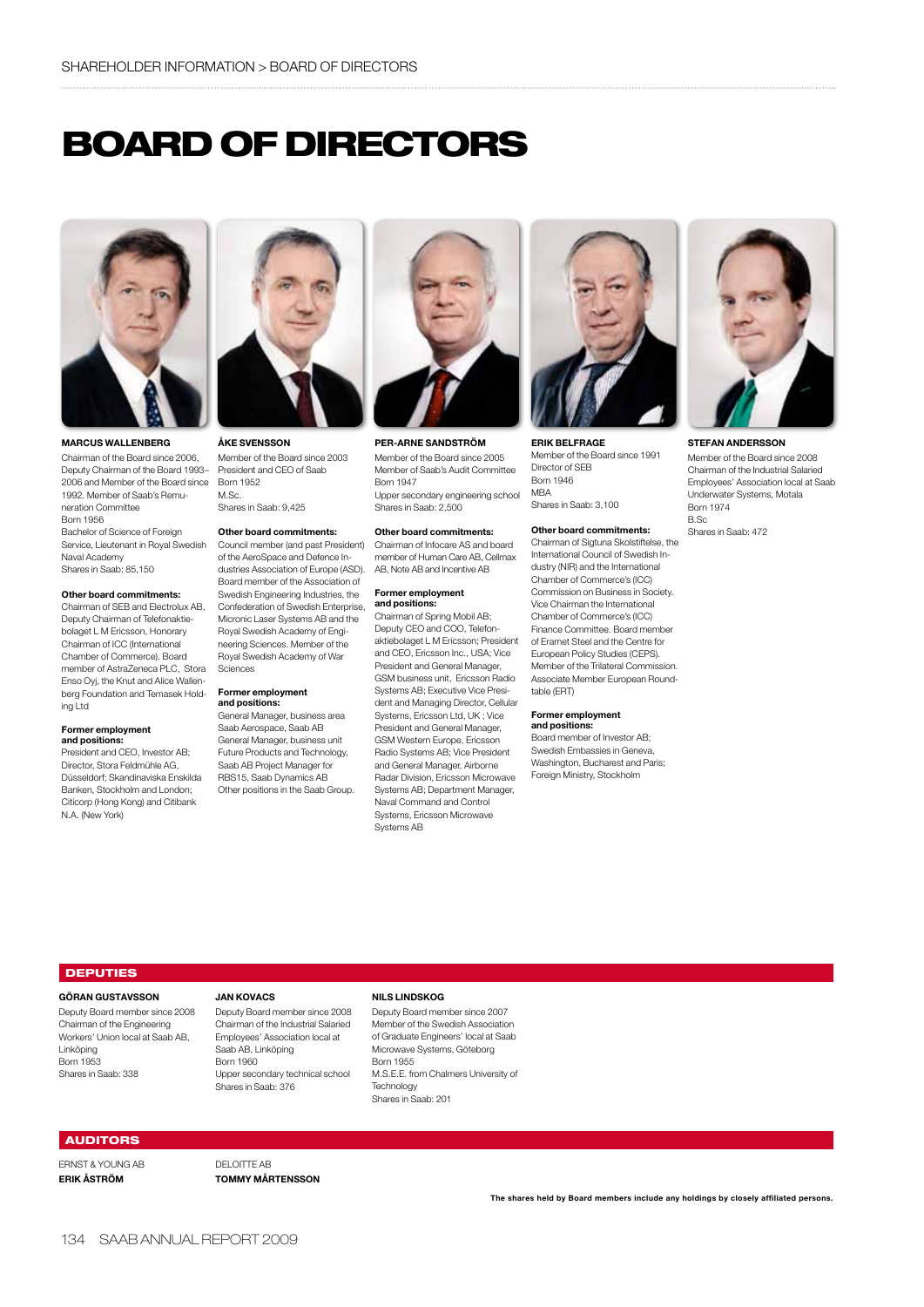# BOARD OF DIRECTORS

### MARCUS WALLENBERG

Chairman of the Board since 2006, Deputy Chairman of the Board 1993–2006 and Member of the Board since 1992. Member of Saab's Remuneration Committee
Born 1956
Bachelor of Science of Foreign Service, Lieutenant in Royal Swedish Naval Academy
Shares in Saab: 85,150

**Other board commitments:**
Chairman of SEB and Electrolux AB, Deputy Chairman of Telefonaktiebolaget L M Ericsson, Honorary Chairman of ICC (International Chamber of Commerce). Board member of AstraZeneca PLC, Stora Enso Oyj, the Knut and Alice Wallenberg Foundation and Temasek Holding Ltd

**Former employment and positions:**
President and CEO, Investor AB; Director, Stora Feldmühle AG, Düsseldorf; Skandinaviska Enskilda Banken, Stockholm and London; Citicorp (Hong Kong) and Citibank N.A. (New York)

### ÅKE SVENSSON

Member of the Board since 2003
President and CEO of Saab
Born 1952
M.Sc.
Shares in Saab: 9,425

**Other board commitments:**
Council member (and past President) of the AeroSpace and Defence Industries Association of Europe (ASD). Board member of the Association of Swedish Engineering Industries, the Confederation of Swedish Enterprise, Micronic Laser Systems AB and the Royal Swedish Academy of Engineering Sciences. Member of the Royal Swedish Academy of War Sciences

**Former employment and positions:**
General Manager, business area Saab Aerospace, Saab AB
General Manager, business unit Future Products and Technology, Saab AB Project Manager for RBS15, Saab Dynamics AB
Other positions in the Saab Group.

### PER-ARNE SANDSTRÖM

Member of the Board since 2005
Member of Saab's Audit Committee
Born 1947
Upper secondary engineering school
Shares in Saab: 2,500

**Other board commitments:**
Chairman of Infocare AS and board member of Human Care AB, Cellmax AB, Note AB and Incentive AB

**Former employment and positions:**
Chairman of Spring Mobil AB; Deputy CEO and COO, Telefonaktiebolaget L M Ericsson; President and CEO, Ericsson Inc., USA; Vice President and General Manager, GSM business unit, Ericsson Radio Systems AB; Executive Vice President and Managing Director, Cellular Systems, Ericsson Ltd, UK ; Vice President and General Manager, GSM Western Europe, Ericsson Radio Systems AB; Vice President and General Manager, Airborne Radar Division, Ericsson Microwave Systems AB; Department Manager, Naval Command and Control Systems, Ericsson Microwave Systems AB

### ERIK BELFRAGE

Member of the Board since 1991
Director of SEB
Born 1946
MBA
Shares in Saab: 3,100

**Other board commitments:**
Chairman of Sigtuna Skolstiftelse, the International Council of Swedish Industry (NIR) and the International Chamber of Commerce's (ICC) Commission on Business in Society. Vice Chairman the International Chamber of Commerce's (ICC) Finance Committee. Board member of Eramet Steel and the Centre for European Policy Studies (CEPS). Member of the Trilateral Commission. Associate Member European Roundtable (ERT)

**Former employment and positions:**
Board member of Investor AB; Swedish Embassies in Geneva, Washington, Bucharest and Paris; Foreign Ministry, Stockholm

### STEFAN ANDERSSON

Member of the Board since 2008
Chairman of the Industrial Salaried Employees' Association local at Saab Underwater Systems, Motala
Born 1974
B.Sc
Shares in Saab: 472

## DEPUTIES

### GÖRAN GUSTAVSSON

Deputy Board member since 2008
Chairman of the Engineering Workers' Union local at Saab AB, Linköping
Born 1953
Shares in Saab: 338

### JAN KOVACS

Deputy Board member since 2008
Chairman of the Industrial Salaried Employees' Association local at Saab AB, Linköping
Born 1960
Upper secondary technical school
Shares in Saab: 376

### NILS LINDSKOG

Deputy Board member since 2007
Member of the Swedish Association of Graduate Engineers' local at Saab Microwave Systems, Göteborg
Born 1955
M.S.E.E. from Chalmers University of Technology
Shares in Saab: 201

## AUDITORS

ERNST & YOUNG AB
**ERIK ÅSTRÖM**

DELOITTE AB
**TOMMY MÅRTENSSON**

**The shares held by Board members include any holdings by closely affiliated persons.**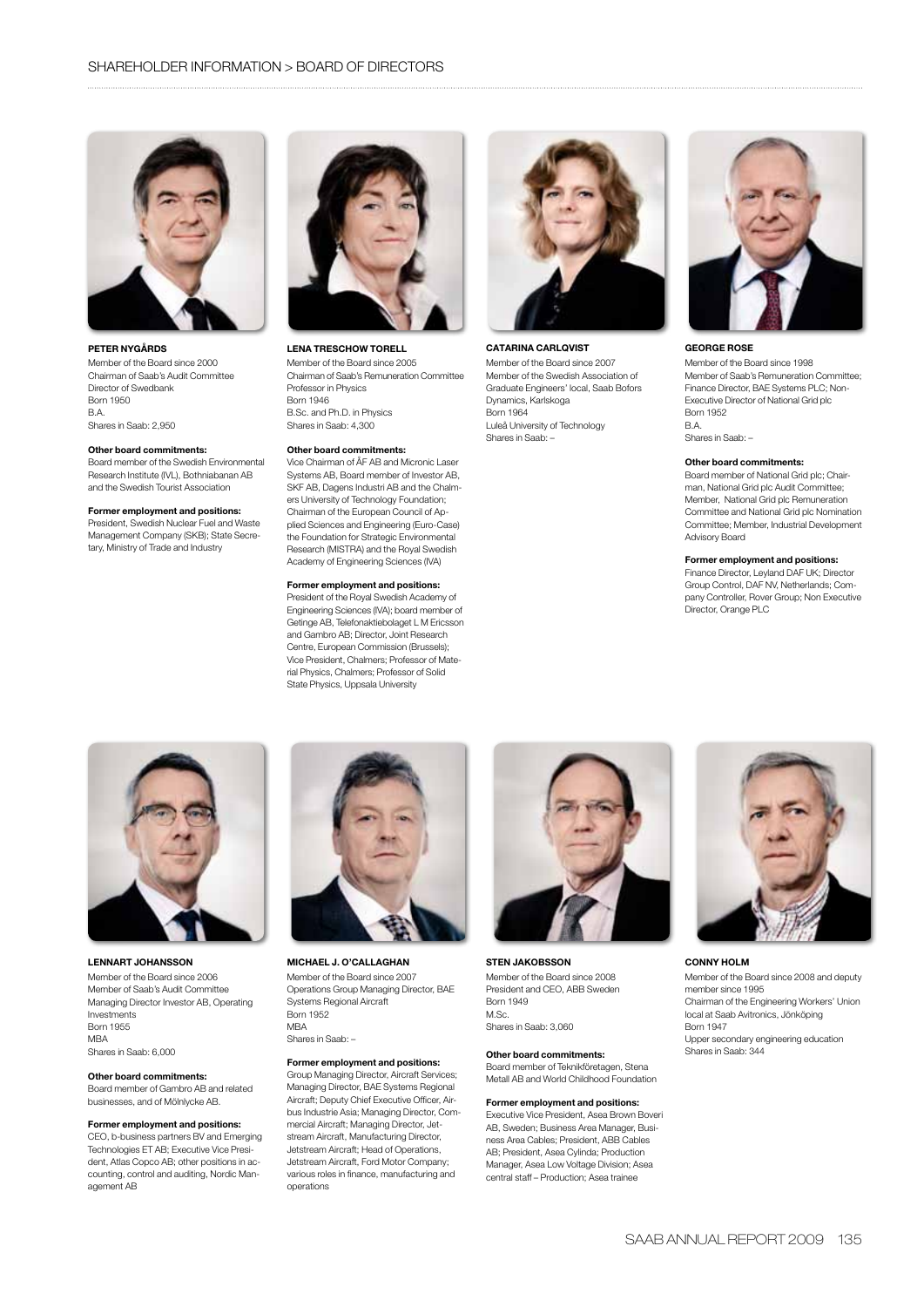## SHAREHOLDER INFORMATION > BOARD OF DIRECTORS

**PETER NYGÅRDS**
Member of the Board since 2000
Chairman of Saab's Audit Committee
Director of Swedbank
Born 1950
B.A.
Shares in Saab: 2,950

**Other board commitments:**
Board member of the Swedish Environmental Research Institute (IVL), Bothniabanan AB and the Swedish Tourist Association

**Former employment and positions:**
President, Swedish Nuclear Fuel and Waste Management Company (SKB); State Secretary, Ministry of Trade and Industry

**LENA TRESCHOW TORELL**
Member of the Board since 2005
Chairman of Saab's Remuneration Committee
Professor in Physics
Born 1946
B.Sc. and Ph.D. in Physics
Shares in Saab: 4,300

**Other board commitments:**
Vice Chairman of ÅF AB and Micronic Laser Systems AB, Board member of Investor AB, SKF AB, Dagens Industri AB and the Chalmers University of Technology Foundation; Chairman of the European Council of Applied Sciences and Engineering (Euro-Case) the Foundation for Strategic Environmental Research (MISTRA) and the Royal Swedish Academy of Engineering Sciences (IVA)

**Former employment and positions:**
President of the Royal Swedish Academy of Engineering Sciences (IVA); board member of Getinge AB, Telefonaktiebolaget L M Ericsson and Gambro AB; Director, Joint Research Centre, European Commission (Brussels); Vice President, Chalmers; Professor of Material Physics, Chalmers; Professor of Solid State Physics, Uppsala University

**CATARINA CARLQVIST**
Member of the Board since 2007
Member of the Swedish Association of Graduate Engineers' local, Saab Bofors Dynamics, Karlskoga
Born 1964
Luleå University of Technology
Shares in Saab: –

**GEORGE ROSE**
Member of the Board since 1998
Member of Saab's Remuneration Committee; Finance Director, BAE Systems PLC; Non-Executive Director of National Grid plc
Born 1952
B.A.
Shares in Saab: –

**Other board commitments:**
Board member of National Grid plc; Chairman, National Grid plc Audit Committee; Member, National Grid plc Remuneration Committee and National Grid plc Nomination Committee; Member, Industrial Development Advisory Board

**Former employment and positions:**
Finance Director, Leyland DAF UK; Director Group Control, DAF NV, Netherlands; Company Controller, Rover Group; Non Executive Director, Orange PLC

**LENNART JOHANSSON**
Member of the Board since 2006
Member of Saab's Audit Committee
Managing Director Investor AB, Operating Investments
Born 1955
MBA
Shares in Saab: 6,000

**Other board commitments:**
Board member of Gambro AB and related businesses, and of Mölnlycke AB.

**Former employment and positions:**
CEO, b-business partners BV and Emerging Technologies ET AB; Executive Vice President, Atlas Copco AB; other positions in accounting, control and auditing, Nordic Management AB

**MICHAEL J. O'CALLAGHAN**
Member of the Board since 2007
Operations Group Managing Director, BAE Systems Regional Aircraft
Born 1952
MBA
Shares in Saab: –

**Former employment and positions:**
Group Managing Director, Aircraft Services; Managing Director, BAE Systems Regional Aircraft; Deputy Chief Executive Officer, Airbus Industrie Asia; Managing Director, Commercial Aircraft; Managing Director, Jetstream Aircraft; Manufacturing Director, Jetstream Aircraft; Head of Operations, Jetstream Aircraft, Ford Motor Company; various roles in finance, manufacturing and operations

**STEN JAKOBSSON**
Member of the Board since 2008
President and CEO, ABB Sweden
Born 1949
M.Sc.
Shares in Saab: 3,060

**Other board commitments:**
Board member of Teknikföretagen, Stena Metall AB and World Childhood Foundation

**Former employment and positions:**
Executive Vice President, Asea Brown Boveri AB, Sweden; Business Area Manager, Business Area Cables; President, ABB Cables AB; President, Asea Cylinda; Production Manager, Asea Low Voltage Division; Asea central staff – Production; Asea trainee

**CONNY HOLM**
Member of the Board since 2008 and deputy member since 1995
Chairman of the Engineering Workers' Union local at Saab Avitronics, Jönköping
Born 1947
Upper secondary engineering education
Shares in Saab: 344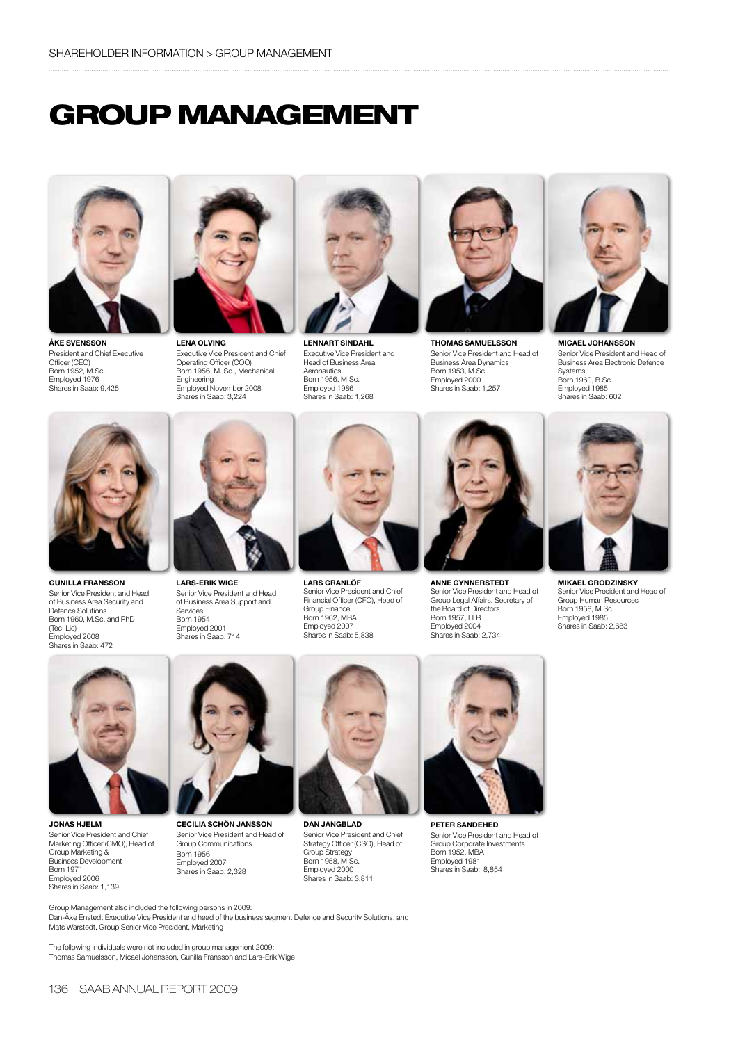# GROUP MANAGEMENT

**ÅKE SVENSSON**
President and Chief Executive Officer (CEO)
Born 1952, M.Sc.
Employed 1976
Shares in Saab: 9,425

**LENA OLVING**
Executive Vice President and Chief Operating Officer (COO)
Born 1956, M. Sc., Mechanical Engineering
Employed November 2008
Shares in Saab: 3,224

**LENNART SINDAHL**
Executive Vice President and Head of Business Area Aeronautics
Born 1956, M.Sc.
Employed 1986
Shares in Saab: 1,268

**THOMAS SAMUELSSON**
Senior Vice President and Head of Business Area Dynamics
Born 1953, M.Sc.
Employed 2000
Shares in Saab: 1,257

**MICAEL JOHANSSON**
Senior Vice President and Head of Business Area Electronic Defence Systems
Born 1960, B.Sc.
Employed 1985
Shares in Saab: 602

**GUNILLA FRANSSON**
Senior Vice President and Head of Business Area Security and Defence Solutions
Born 1960, M.Sc. and PhD (Tec. Lic)
Employed 2008
Shares in Saab: 472

**LARS-ERIK WIGE**
Senior Vice President and Head of Business Area Support and Services
Born 1954
Employed 2001
Shares in Saab: 714

**LARS GRANLÖF**
Senior Vice President and Chief Financial Officer (CFO), Head of Group Finance
Born 1962, MBA
Employed 2007
Shares in Saab: 5,838

**ANNE GYNNERSTEDT**
Senior Vice President and Head of Group Legal Affairs. Secretary of the Board of Directors
Born 1957, LLB
Employed 2004
Shares in Saab: 2,734

**MIKAEL GRODZINSKY**
Senior Vice President and Head of Group Human Resources
Born 1958, M.Sc.
Employed 1985
Shares in Saab: 2,683

**JONAS HJELM**
Senior Vice President and Chief Marketing Officer (CMO), Head of Group Marketing & Business Development
Born 1971
Employed 2006
Shares in Saab: 1,139

**CECILIA SCHÖN JANSSON**
Senior Vice President and Head of Group Communications
Born 1956
Employed 2007
Shares in Saab: 2,328

**DAN JANGBLAD**
Senior Vice President and Chief Strategy Officer (CSO), Head of Group Strategy
Born 1958, M.Sc.
Employed 2000
Shares in Saab: 3,811

**PETER SANDEHED**
Senior Vice President and Head of Group Corporate Investments
Born 1952, MBA
Employed 1981
Shares in Saab: 8,854

Group Management also included the following persons in 2009:
Dan-Åke Enstedt Executive Vice President and head of the business segment Defence and Security Solutions, and Mats Warstedt, Group Senior Vice President, Marketing

The following individuals were not included in group management 2009:
Thomas Samuelsson, Micael Johansson, Gunilla Fransson and Lars-Erik Wige